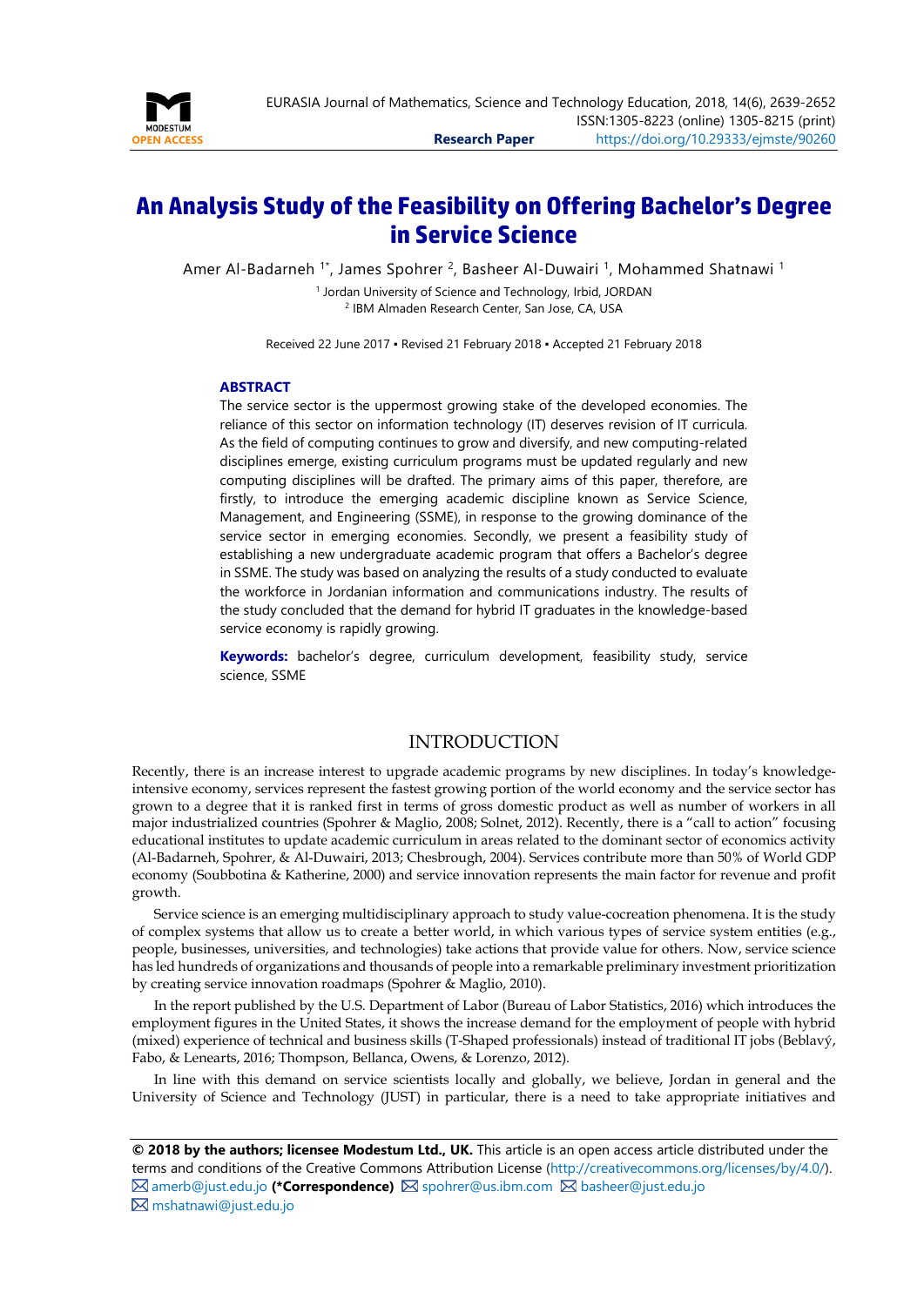# An Analysis Study of the Feasibility on Offering Bachelor's Degree in Service Science

Amer Al-Badarneh [1*], James Spohrer [2], Basheer Al-Duwairi [1], Mohammed Shatnawi [1]

[1] Jordan University of Science and Technology, Irbid, JORDAN
[2] IBM Almaden Research Center, San Jose, CA, USA

Received 22 June 2017 ▪ Revised 21 February 2018 ▪ Accepted 21 February 2018

## ABSTRACT

The service sector is the uppermost growing stake of the developed economies. The reliance of this sector on information technology (IT) deserves revision of IT curricula. As the field of computing continues to grow and diversify, and new computing-related disciplines emerge, existing curriculum programs must be updated regularly and new computing disciplines will be drafted. The primary aims of this paper, therefore, are firstly, to introduce the emerging academic discipline known as Service Science, Management, and Engineering (SSME), in response to the growing dominance of the service sector in emerging economies. Secondly, we present a feasibility study of establishing a new undergraduate academic program that offers a Bachelor's degree in SSME. The study was based on analyzing the results of a study conducted to evaluate the workforce in Jordanian information and communications industry. The results of the study concluded that the demand for hybrid IT graduates in the knowledge-based service economy is rapidly growing.

**Keywords:** bachelor's degree, curriculum development, feasibility study, service science, SSME

## INTRODUCTION

Recently, there is an increase interest to upgrade academic programs by new disciplines. In today's knowledge-intensive economy, services represent the fastest growing portion of the world economy and the service sector has grown to a degree that it is ranked first in terms of gross domestic product as well as number of workers in all major industrialized countries (Spohrer & Maglio, 2008; Solnet, 2012). Recently, there is a "call to action" focusing educational institutes to update academic curriculum in areas related to the dominant sector of economics activity (Al-Badarneh, Spohrer, & Al-Duwairi, 2013; Chesbrough, 2004). Services contribute more than 50% of World GDP economy (Soubbotina & Katherine, 2000) and service innovation represents the main factor for revenue and profit growth.

Service science is an emerging multidisciplinary approach to study value-cocreation phenomena. It is the study of complex systems that allow us to create a better world, in which various types of service system entities (e.g., people, businesses, universities, and technologies) take actions that provide value for others. Now, service science has led hundreds of organizations and thousands of people into a remarkable preliminary investment prioritization by creating service innovation roadmaps (Spohrer & Maglio, 2010).

In the report published by the U.S. Department of Labor (Bureau of Labor Statistics, 2016) which introduces the employment figures in the United States, it shows the increase demand for the employment of people with hybrid (mixed) experience of technical and business skills (T-Shaped professionals) instead of traditional IT jobs (Beblavý, Fabo, & Lenearts, 2016; Thompson, Bellanca, Owens, & Lorenzo, 2012).

In line with this demand on service scientists locally and globally, we believe, Jordan in general and the University of Science and Technology (JUST) in particular, there is a need to take appropriate initiatives and

**© 2018 by the authors; licensee Modestum Ltd., UK.** This article is an open access article distributed under the terms and conditions of the Creative Commons Attribution License (http://creativecommons.org/licenses/by/4.0/).
amerb@just.edu.jo **(*Correspondence)** spohrer@us.ibm.com basheer@just.edu.jo mshatnawi@just.edu.jo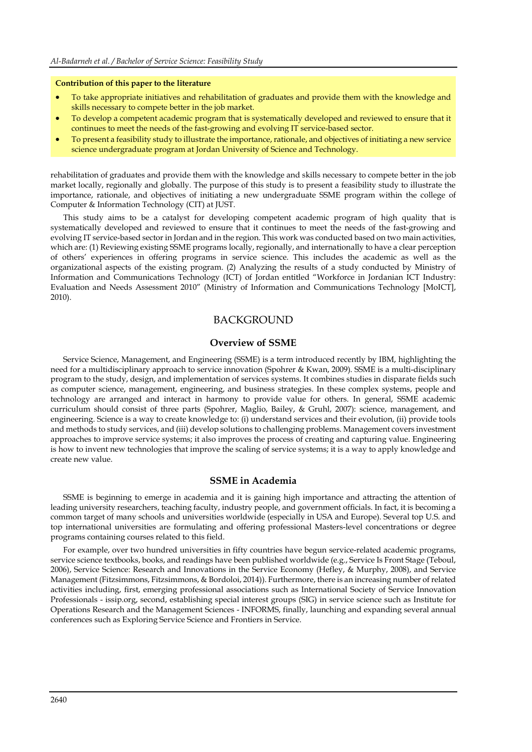**Contribution of this paper to the literature**

- To take appropriate initiatives and rehabilitation of graduates and provide them with the knowledge and skills necessary to compete better in the job market.
- To develop a competent academic program that is systematically developed and reviewed to ensure that it continues to meet the needs of the fast-growing and evolving IT service-based sector.
- To present a feasibility study to illustrate the importance, rationale, and objectives of initiating a new service science undergraduate program at Jordan University of Science and Technology.

rehabilitation of graduates and provide them with the knowledge and skills necessary to compete better in the job market locally, regionally and globally. The purpose of this study is to present a feasibility study to illustrate the importance, rationale, and objectives of initiating a new undergraduate SSME program within the college of Computer & Information Technology (CIT) at JUST.

This study aims to be a catalyst for developing competent academic program of high quality that is systematically developed and reviewed to ensure that it continues to meet the needs of the fast-growing and evolving IT service-based sector in Jordan and in the region. This work was conducted based on two main activities, which are: (1) Reviewing existing SSME programs locally, regionally, and internationally to have a clear perception of others' experiences in offering programs in service science. This includes the academic as well as the organizational aspects of the existing program. (2) Analyzing the results of a study conducted by Ministry of Information and Communications Technology (ICT) of Jordan entitled "Workforce in Jordanian ICT Industry: Evaluation and Needs Assessment 2010" (Ministry of Information and Communications Technology [MoICT], 2010).

# BACKGROUND

## Overview of SSME

Service Science, Management, and Engineering (SSME) is a term introduced recently by IBM, highlighting the need for a multidisciplinary approach to service innovation (Spohrer & Kwan, 2009). SSME is a multi-disciplinary program to the study, design, and implementation of services systems. It combines studies in disparate fields such as computer science, management, engineering, and business strategies. In these complex systems, people and technology are arranged and interact in harmony to provide value for others. In general, SSME academic curriculum should consist of three parts (Spohrer, Maglio, Bailey, & Gruhl, 2007): science, management, and engineering. Science is a way to create knowledge to: (i) understand services and their evolution, (ii) provide tools and methods to study services, and (iii) develop solutions to challenging problems. Management covers investment approaches to improve service systems; it also improves the process of creating and capturing value. Engineering is how to invent new technologies that improve the scaling of service systems; it is a way to apply knowledge and create new value.

## SSME in Academia

SSME is beginning to emerge in academia and it is gaining high importance and attracting the attention of leading university researchers, teaching faculty, industry people, and government officials. In fact, it is becoming a common target of many schools and universities worldwide (especially in USA and Europe). Several top U.S. and top international universities are formulating and offering professional Masters-level concentrations or degree programs containing courses related to this field.

For example, over two hundred universities in fifty countries have begun service-related academic programs, service science textbooks, books, and readings have been published worldwide (e.g., Service Is Front Stage (Teboul, 2006), Service Science: Research and Innovations in the Service Economy (Hefley, & Murphy, 2008), and Service Management (Fitzsimmons, Fitzsimmons, & Bordoloi, 2014)). Furthermore, there is an increasing number of related activities including, first, emerging professional associations such as International Society of Service Innovation Professionals - issip.org, second, establishing special interest groups (SIG) in service science such as Institute for Operations Research and the Management Sciences - INFORMS, finally, launching and expanding several annual conferences such as Exploring Service Science and Frontiers in Service.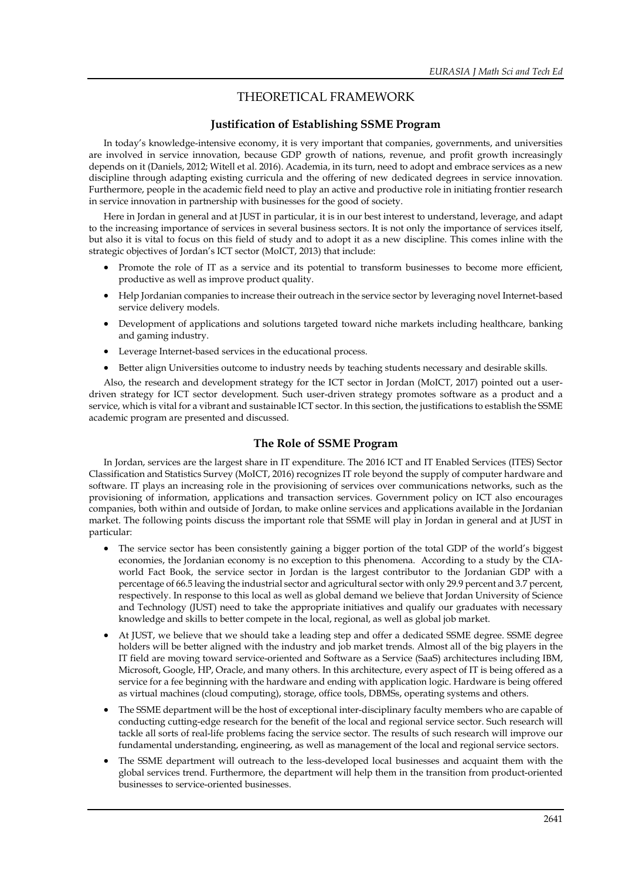# THEORETICAL FRAMEWORK

## Justification of Establishing SSME Program

In today's knowledge-intensive economy, it is very important that companies, governments, and universities are involved in service innovation, because GDP growth of nations, revenue, and profit growth increasingly depends on it (Daniels, 2012; Witell et al. 2016). Academia, in its turn, need to adopt and embrace services as a new discipline through adapting existing curricula and the offering of new dedicated degrees in service innovation. Furthermore, people in the academic field need to play an active and productive role in initiating frontier research in service innovation in partnership with businesses for the good of society.

Here in Jordan in general and at JUST in particular, it is in our best interest to understand, leverage, and adapt to the increasing importance of services in several business sectors. It is not only the importance of services itself, but also it is vital to focus on this field of study and to adopt it as a new discipline. This comes inline with the strategic objectives of Jordan's ICT sector (MoICT, 2013) that include:

- Promote the role of IT as a service and its potential to transform businesses to become more efficient, productive as well as improve product quality.
- Help Jordanian companies to increase their outreach in the service sector by leveraging novel Internet-based service delivery models.
- Development of applications and solutions targeted toward niche markets including healthcare, banking and gaming industry.
- Leverage Internet-based services in the educational process.
- Better align Universities outcome to industry needs by teaching students necessary and desirable skills.

Also, the research and development strategy for the ICT sector in Jordan (MoICT, 2017) pointed out a user-driven strategy for ICT sector development. Such user-driven strategy promotes software as a product and a service, which is vital for a vibrant and sustainable ICT sector. In this section, the justifications to establish the SSME academic program are presented and discussed.

## The Role of SSME Program

In Jordan, services are the largest share in IT expenditure. The 2016 ICT and IT Enabled Services (ITES) Sector Classification and Statistics Survey (MoICT, 2016) recognizes IT role beyond the supply of computer hardware and software. IT plays an increasing role in the provisioning of services over communications networks, such as the provisioning of information, applications and transaction services. Government policy on ICT also encourages companies, both within and outside of Jordan, to make online services and applications available in the Jordanian market. The following points discuss the important role that SSME will play in Jordan in general and at JUST in particular:

- The service sector has been consistently gaining a bigger portion of the total GDP of the world's biggest economies, the Jordanian economy is no exception to this phenomena. According to a study by the CIA-world Fact Book, the service sector in Jordan is the largest contributor to the Jordanian GDP with a percentage of 66.5 leaving the industrial sector and agricultural sector with only 29.9 percent and 3.7 percent, respectively. In response to this local as well as global demand we believe that Jordan University of Science and Technology (JUST) need to take the appropriate initiatives and qualify our graduates with necessary knowledge and skills to better compete in the local, regional, as well as global job market.
- At JUST, we believe that we should take a leading step and offer a dedicated SSME degree. SSME degree holders will be better aligned with the industry and job market trends. Almost all of the big players in the IT field are moving toward service-oriented and Software as a Service (SaaS) architectures including IBM, Microsoft, Google, HP, Oracle, and many others. In this architecture, every aspect of IT is being offered as a service for a fee beginning with the hardware and ending with application logic. Hardware is being offered as virtual machines (cloud computing), storage, office tools, DBMSs, operating systems and others.
- The SSME department will be the host of exceptional inter-disciplinary faculty members who are capable of conducting cutting-edge research for the benefit of the local and regional service sector. Such research will tackle all sorts of real-life problems facing the service sector. The results of such research will improve our fundamental understanding, engineering, as well as management of the local and regional service sectors.
- The SSME department will outreach to the less-developed local businesses and acquaint them with the global services trend. Furthermore, the department will help them in the transition from product-oriented businesses to service-oriented businesses.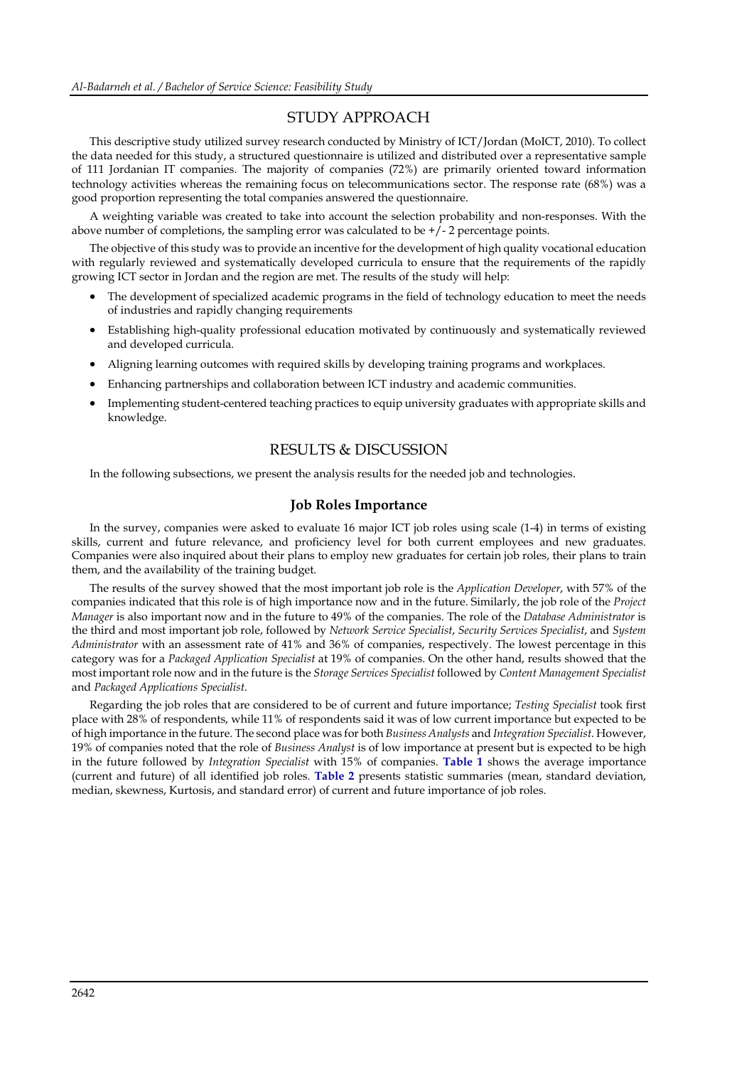## STUDY APPROACH

This descriptive study utilized survey research conducted by Ministry of ICT/Jordan (MoICT, 2010). To collect the data needed for this study, a structured questionnaire is utilized and distributed over a representative sample of 111 Jordanian IT companies. The majority of companies (72%) are primarily oriented toward information technology activities whereas the remaining focus on telecommunications sector. The response rate (68%) was a good proportion representing the total companies answered the questionnaire.

A weighting variable was created to take into account the selection probability and non-responses. With the above number of completions, the sampling error was calculated to be +/- 2 percentage points.

The objective of this study was to provide an incentive for the development of high quality vocational education with regularly reviewed and systematically developed curricula to ensure that the requirements of the rapidly growing ICT sector in Jordan and the region are met. The results of the study will help:

- The development of specialized academic programs in the field of technology education to meet the needs of industries and rapidly changing requirements
- Establishing high-quality professional education motivated by continuously and systematically reviewed and developed curricula.
- Aligning learning outcomes with required skills by developing training programs and workplaces.
- Enhancing partnerships and collaboration between ICT industry and academic communities.
- Implementing student-centered teaching practices to equip university graduates with appropriate skills and knowledge.

## RESULTS & DISCUSSION

In the following subsections, we present the analysis results for the needed job and technologies.

### Job Roles Importance

In the survey, companies were asked to evaluate 16 major ICT job roles using scale (1-4) in terms of existing skills, current and future relevance, and proficiency level for both current employees and new graduates. Companies were also inquired about their plans to employ new graduates for certain job roles, their plans to train them, and the availability of the training budget.

The results of the survey showed that the most important job role is the *Application Developer*, with 57% of the companies indicated that this role is of high importance now and in the future. Similarly, the job role of the *Project Manager* is also important now and in the future to 49% of the companies. The role of the *Database Administrator* is the third and most important job role, followed by *Network Service Specialist*, *Security Services Specialist*, and *System Administrator* with an assessment rate of 41% and 36% of companies, respectively. The lowest percentage in this category was for a *Packaged Application Specialist* at 19% of companies. On the other hand, results showed that the most important role now and in the future is the *Storage Services Specialist* followed by *Content Management Specialist* and *Packaged Applications Specialist*.

Regarding the job roles that are considered to be of current and future importance; *Testing Specialist* took first place with 28% of respondents, while 11% of respondents said it was of low current importance but expected to be of high importance in the future. The second place was for both *Business Analysts* and *Integration Specialist*. However, 19% of companies noted that the role of *Business Analyst* is of low importance at present but is expected to be high in the future followed by *Integration Specialist* with 15% of companies. **Table 1** shows the average importance (current and future) of all identified job roles. **Table 2** presents statistic summaries (mean, standard deviation, median, skewness, Kurtosis, and standard error) of current and future importance of job roles.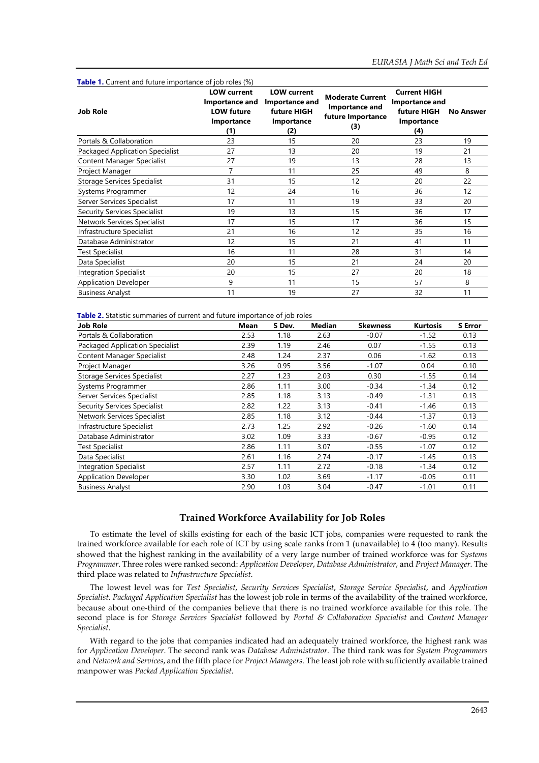**Table 1.** Current and future importance of job roles (%)

| Job Role | LOW current Importance and LOW future Importance (1) | LOW current Importance and future HIGH Importance (2) | Moderate Current Importance and future Importance (3) | Current HIGH Importance and future HIGH Importance (4) | No Answer |
|---|---|---|---|---|---|
| Portals & Collaboration | 23 | 15 | 20 | 23 | 19 |
| Packaged Application Specialist | 27 | 13 | 20 | 19 | 21 |
| Content Manager Specialist | 27 | 19 | 13 | 28 | 13 |
| Project Manager | 7 | 11 | 25 | 49 | 8 |
| Storage Services Specialist | 31 | 15 | 12 | 20 | 22 |
| Systems Programmer | 12 | 24 | 16 | 36 | 12 |
| Server Services Specialist | 17 | 11 | 19 | 33 | 20 |
| Security Services Specialist | 19 | 13 | 15 | 36 | 17 |
| Network Services Specialist | 17 | 15 | 17 | 36 | 15 |
| Infrastructure Specialist | 21 | 16 | 12 | 35 | 16 |
| Database Administrator | 12 | 15 | 21 | 41 | 11 |
| Test Specialist | 16 | 11 | 28 | 31 | 14 |
| Data Specialist | 20 | 15 | 21 | 24 | 20 |
| Integration Specialist | 20 | 15 | 27 | 20 | 18 |
| Application Developer | 9 | 11 | 15 | 57 | 8 |
| Business Analyst | 11 | 19 | 27 | 32 | 11 |

**Table 2.** Statistic summaries of current and future importance of job roles

| Job Role | Mean | S Dev. | Median | Skewness | Kurtosis | S Error |
|---|---|---|---|---|---|---|
| Portals & Collaboration | 2.53 | 1.18 | 2.63 | -0.07 | -1.52 | 0.13 |
| Packaged Application Specialist | 2.39 | 1.19 | 2.46 | 0.07 | -1.55 | 0.13 |
| Content Manager Specialist | 2.48 | 1.24 | 2.37 | 0.06 | -1.62 | 0.13 |
| Project Manager | 3.26 | 0.95 | 3.56 | -1.07 | 0.04 | 0.10 |
| Storage Services Specialist | 2.27 | 1.23 | 2.03 | 0.30 | -1.55 | 0.14 |
| Systems Programmer | 2.86 | 1.11 | 3.00 | -0.34 | -1.34 | 0.12 |
| Server Services Specialist | 2.85 | 1.18 | 3.13 | -0.49 | -1.31 | 0.13 |
| Security Services Specialist | 2.82 | 1.22 | 3.13 | -0.41 | -1.46 | 0.13 |
| Network Services Specialist | 2.85 | 1.18 | 3.12 | -0.44 | -1.37 | 0.13 |
| Infrastructure Specialist | 2.73 | 1.25 | 2.92 | -0.26 | -1.60 | 0.14 |
| Database Administrator | 3.02 | 1.09 | 3.33 | -0.67 | -0.95 | 0.12 |
| Test Specialist | 2.86 | 1.11 | 3.07 | -0.55 | -1.07 | 0.12 |
| Data Specialist | 2.61 | 1.16 | 2.74 | -0.17 | -1.45 | 0.13 |
| Integration Specialist | 2.57 | 1.11 | 2.72 | -0.18 | -1.34 | 0.12 |
| Application Developer | 3.30 | 1.02 | 3.69 | -1.17 | -0.05 | 0.11 |
| Business Analyst | 2.90 | 1.03 | 3.04 | -0.47 | -1.01 | 0.11 |

## Trained Workforce Availability for Job Roles

To estimate the level of skills existing for each of the basic ICT jobs, companies were requested to rank the trained workforce available for each role of ICT by using scale ranks from 1 (unavailable) to 4 (too many). Results showed that the highest ranking in the availability of a very large number of trained workforce was for *Systems Programmer*. Three roles were ranked second: *Application Developer*, *Database Administrator*, and *Project Manager*. The third place was related to *Infrastructure Specialist*.

The lowest level was for *Test Specialist*, *Security Services Specialist*, *Storage Service Specialist*, and *Application Specialist*. *Packaged Application Specialist* has the lowest job role in terms of the availability of the trained workforce, because about one-third of the companies believe that there is no trained workforce available for this role. The second place is for *Storage Services Specialist* followed by *Portal & Collaboration Specialist* and *Content Manager Specialist*.

With regard to the jobs that companies indicated had an adequately trained workforce, the highest rank was for *Application Developer*. The second rank was *Database Administrator*. The third rank was for *System Programmers* and *Network and Services*, and the fifth place for *Project Managers*. The least job role with sufficiently available trained manpower was *Packed Application Specialist*.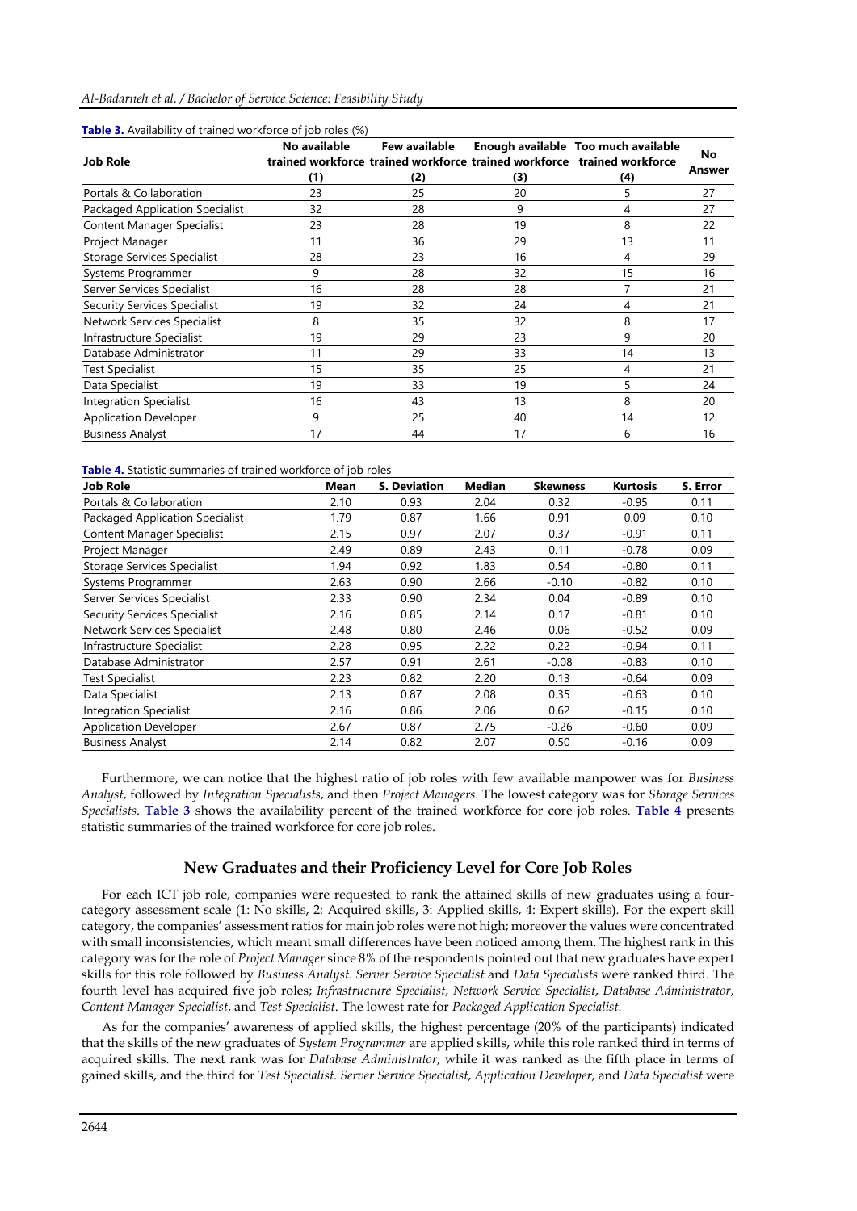**Table 3.** Availability of trained workforce of job roles (%)

| Job Role | No available trained workforce (1) | Few available trained workforce (2) | Enough available trained workforce (3) | Too much available trained workforce (4) | No Answer |
|---|---|---|---|---|---|
| Portals & Collaboration | 23 | 25 | 20 | 5 | 27 |
| Packaged Application Specialist | 32 | 28 | 9 | 4 | 27 |
| Content Manager Specialist | 23 | 28 | 19 | 8 | 22 |
| Project Manager | 11 | 36 | 29 | 13 | 11 |
| Storage Services Specialist | 28 | 23 | 16 | 4 | 29 |
| Systems Programmer | 9 | 28 | 32 | 15 | 16 |
| Server Services Specialist | 16 | 28 | 28 | 7 | 21 |
| Security Services Specialist | 19 | 32 | 24 | 4 | 21 |
| Network Services Specialist | 8 | 35 | 32 | 8 | 17 |
| Infrastructure Specialist | 19 | 29 | 23 | 9 | 20 |
| Database Administrator | 11 | 29 | 33 | 14 | 13 |
| Test Specialist | 15 | 35 | 25 | 4 | 21 |
| Data Specialist | 19 | 33 | 19 | 5 | 24 |
| Integration Specialist | 16 | 43 | 13 | 8 | 20 |
| Application Developer | 9 | 25 | 40 | 14 | 12 |
| Business Analyst | 17 | 44 | 17 | 6 | 16 |

**Table 4.** Statistic summaries of trained workforce of job roles

| Job Role | Mean | S. Deviation | Median | Skewness | Kurtosis | S. Error |
|---|---|---|---|---|---|---|
| Portals & Collaboration | 2.10 | 0.93 | 2.04 | 0.32 | -0.95 | 0.11 |
| Packaged Application Specialist | 1.79 | 0.87 | 1.66 | 0.91 | 0.09 | 0.10 |
| Content Manager Specialist | 2.15 | 0.97 | 2.07 | 0.37 | -0.91 | 0.11 |
| Project Manager | 2.49 | 0.89 | 2.43 | 0.11 | -0.78 | 0.09 |
| Storage Services Specialist | 1.94 | 0.92 | 1.83 | 0.54 | -0.80 | 0.11 |
| Systems Programmer | 2.63 | 0.90 | 2.66 | -0.10 | -0.82 | 0.10 |
| Server Services Specialist | 2.33 | 0.90 | 2.34 | 0.04 | -0.89 | 0.10 |
| Security Services Specialist | 2.16 | 0.85 | 2.14 | 0.17 | -0.81 | 0.10 |
| Network Services Specialist | 2.48 | 0.80 | 2.46 | 0.06 | -0.52 | 0.09 |
| Infrastructure Specialist | 2.28 | 0.95 | 2.22 | 0.22 | -0.94 | 0.11 |
| Database Administrator | 2.57 | 0.91 | 2.61 | -0.08 | -0.83 | 0.10 |
| Test Specialist | 2.23 | 0.82 | 2.20 | 0.13 | -0.64 | 0.09 |
| Data Specialist | 2.13 | 0.87 | 2.08 | 0.35 | -0.63 | 0.10 |
| Integration Specialist | 2.16 | 0.86 | 2.06 | 0.62 | -0.15 | 0.10 |
| Application Developer | 2.67 | 0.87 | 2.75 | -0.26 | -0.60 | 0.09 |
| Business Analyst | 2.14 | 0.82 | 2.07 | 0.50 | -0.16 | 0.09 |

Furthermore, we can notice that the highest ratio of job roles with few available manpower was for *Business Analyst*, followed by *Integration Specialists*, and then *Project Managers*. The lowest category was for *Storage Services Specialists*. **Table 3** shows the availability percent of the trained workforce for core job roles. **Table 4** presents statistic summaries of the trained workforce for core job roles.

## New Graduates and their Proficiency Level for Core Job Roles

For each ICT job role, companies were requested to rank the attained skills of new graduates using a four-category assessment scale (1: No skills, 2: Acquired skills, 3: Applied skills, 4: Expert skills). For the expert skill category, the companies' assessment ratios for main job roles were not high; moreover the values were concentrated with small inconsistencies, which meant small differences have been noticed among them. The highest rank in this category was for the role of *Project Manager* since 8% of the respondents pointed out that new graduates have expert skills for this role followed by *Business Analyst*. *Server Service Specialist* and *Data Specialists* were ranked third. The fourth level has acquired five job roles; *Infrastructure Specialist*, *Network Service Specialist*, *Database Administrator*, *Content Manager Specialist*, and *Test Specialist*. The lowest rate for *Packaged Application Specialist*.

As for the companies' awareness of applied skills, the highest percentage (20% of the participants) indicated that the skills of the new graduates of *System Programmer* are applied skills, while this role ranked third in terms of acquired skills. The next rank was for *Database Administrator*, while it was ranked as the fifth place in terms of gained skills, and the third for *Test Specialist*. *Server Service Specialist*, *Application Developer*, and *Data Specialist* were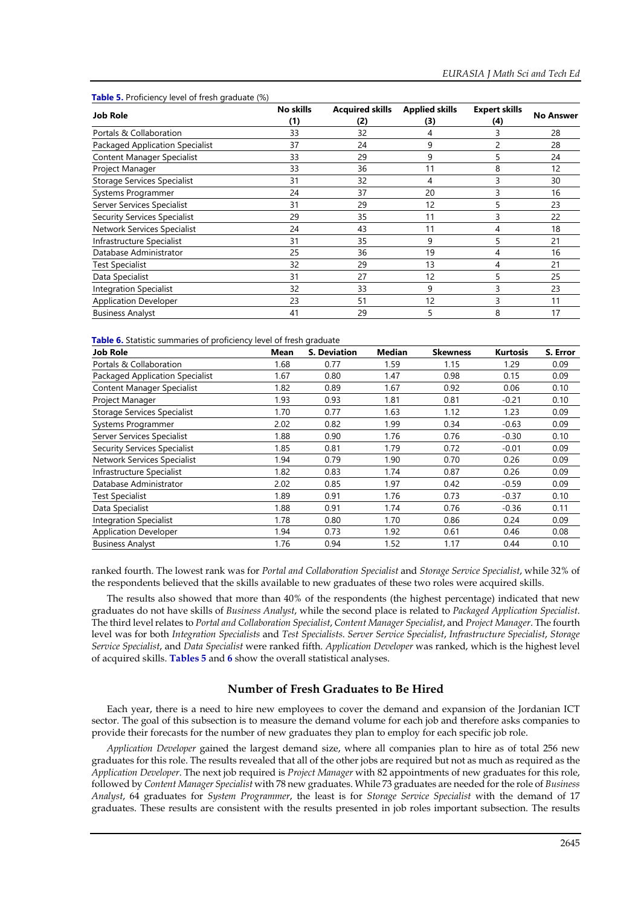**Table 5.** Proficiency level of fresh graduate (%)

| Job Role | No skills (1) | Acquired skills (2) | Applied skills (3) | Expert skills (4) | No Answer |
|---|---|---|---|---|---|
| Portals & Collaboration | 33 | 32 | 4 | 3 | 28 |
| Packaged Application Specialist | 37 | 24 | 9 | 2 | 28 |
| Content Manager Specialist | 33 | 29 | 9 | 5 | 24 |
| Project Manager | 33 | 36 | 11 | 8 | 12 |
| Storage Services Specialist | 31 | 32 | 4 | 3 | 30 |
| Systems Programmer | 24 | 37 | 20 | 3 | 16 |
| Server Services Specialist | 31 | 29 | 12 | 5 | 23 |
| Security Services Specialist | 29 | 35 | 11 | 3 | 22 |
| Network Services Specialist | 24 | 43 | 11 | 4 | 18 |
| Infrastructure Specialist | 31 | 35 | 9 | 5 | 21 |
| Database Administrator | 25 | 36 | 19 | 4 | 16 |
| Test Specialist | 32 | 29 | 13 | 4 | 21 |
| Data Specialist | 31 | 27 | 12 | 5 | 25 |
| Integration Specialist | 32 | 33 | 9 | 3 | 23 |
| Application Developer | 23 | 51 | 12 | 3 | 11 |
| Business Analyst | 41 | 29 | 5 | 8 | 17 |

**Table 6.** Statistic summaries of proficiency level of fresh graduate

| Job Role | Mean | S. Deviation | Median | Skewness | Kurtosis | S. Error |
|---|---|---|---|---|---|---|
| Portals & Collaboration | 1.68 | 0.77 | 1.59 | 1.15 | 1.29 | 0.09 |
| Packaged Application Specialist | 1.67 | 0.80 | 1.47 | 0.98 | 0.15 | 0.09 |
| Content Manager Specialist | 1.82 | 0.89 | 1.67 | 0.92 | 0.06 | 0.10 |
| Project Manager | 1.93 | 0.93 | 1.81 | 0.81 | -0.21 | 0.10 |
| Storage Services Specialist | 1.70 | 0.77 | 1.63 | 1.12 | 1.23 | 0.09 |
| Systems Programmer | 2.02 | 0.82 | 1.99 | 0.34 | -0.63 | 0.09 |
| Server Services Specialist | 1.88 | 0.90 | 1.76 | 0.76 | -0.30 | 0.10 |
| Security Services Specialist | 1.85 | 0.81 | 1.79 | 0.72 | -0.01 | 0.09 |
| Network Services Specialist | 1.94 | 0.79 | 1.90 | 0.70 | 0.26 | 0.09 |
| Infrastructure Specialist | 1.82 | 0.83 | 1.74 | 0.87 | 0.26 | 0.09 |
| Database Administrator | 2.02 | 0.85 | 1.97 | 0.42 | -0.59 | 0.09 |
| Test Specialist | 1.89 | 0.91 | 1.76 | 0.73 | -0.37 | 0.10 |
| Data Specialist | 1.88 | 0.91 | 1.74 | 0.76 | -0.36 | 0.11 |
| Integration Specialist | 1.78 | 0.80 | 1.70 | 0.86 | 0.24 | 0.09 |
| Application Developer | 1.94 | 0.73 | 1.92 | 0.61 | 0.46 | 0.08 |
| Business Analyst | 1.76 | 0.94 | 1.52 | 1.17 | 0.44 | 0.10 |

ranked fourth. The lowest rank was for *Portal and Collaboration Specialist* and *Storage Service Specialist*, while 32% of the respondents believed that the skills available to new graduates of these two roles were acquired skills.

The results also showed that more than 40% of the respondents (the highest percentage) indicated that new graduates do not have skills of *Business Analyst*, while the second place is related to *Packaged Application Specialist*. The third level relates to *Portal and Collaboration Specialist*, *Content Manager Specialist*, and *Project Manager*. The fourth level was for both *Integration Specialists* and *Test Specialists*. *Server Service Specialist*, *Infrastructure Specialist*, *Storage Service Specialist*, and *Data Specialist* were ranked fifth. *Application Developer* was ranked, which is the highest level of acquired skills. **Tables 5** and **6** show the overall statistical analyses.

## Number of Fresh Graduates to Be Hired

Each year, there is a need to hire new employees to cover the demand and expansion of the Jordanian ICT sector. The goal of this subsection is to measure the demand volume for each job and therefore asks companies to provide their forecasts for the number of new graduates they plan to employ for each specific job role.

*Application Developer* gained the largest demand size, where all companies plan to hire as of total 256 new graduates for this role. The results revealed that all of the other jobs are required but not as much as required as the *Application Developer*. The next job required is *Project Manager* with 82 appointments of new graduates for this role, followed by *Content Manager Specialist* with 78 new graduates. While 73 graduates are needed for the role of *Business Analyst*, 64 graduates for *System Programmer*, the least is for *Storage Service Specialist* with the demand of 17 graduates. These results are consistent with the results presented in job roles important subsection. The results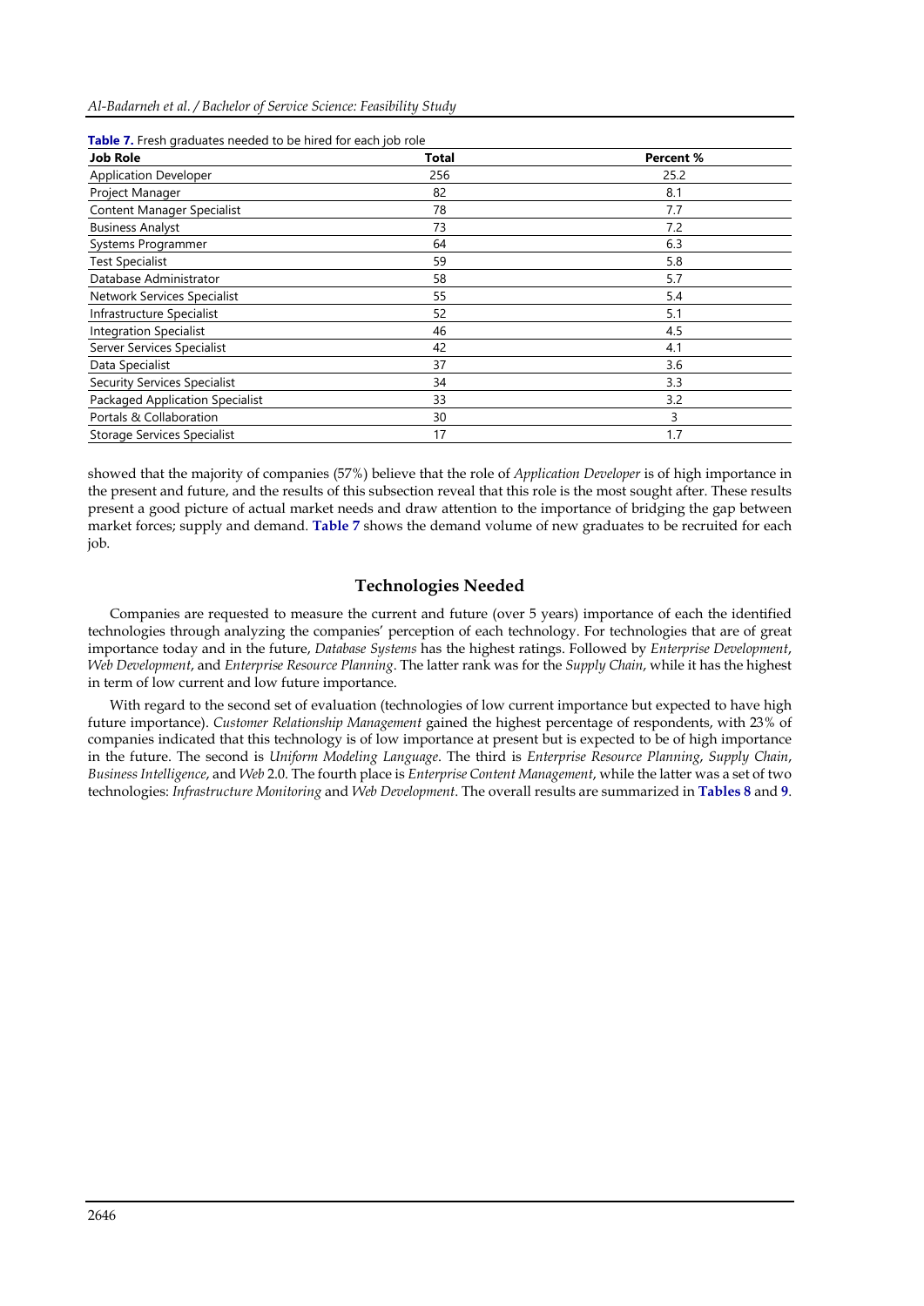**Table 7.** Fresh graduates needed to be hired for each job role

| Job Role | Total | Percent % |
|---|---|---|
| Application Developer | 256 | 25.2 |
| Project Manager | 82 | 8.1 |
| Content Manager Specialist | 78 | 7.7 |
| Business Analyst | 73 | 7.2 |
| Systems Programmer | 64 | 6.3 |
| Test Specialist | 59 | 5.8 |
| Database Administrator | 58 | 5.7 |
| Network Services Specialist | 55 | 5.4 |
| Infrastructure Specialist | 52 | 5.1 |
| Integration Specialist | 46 | 4.5 |
| Server Services Specialist | 42 | 4.1 |
| Data Specialist | 37 | 3.6 |
| Security Services Specialist | 34 | 3.3 |
| Packaged Application Specialist | 33 | 3.2 |
| Portals & Collaboration | 30 | 3 |
| Storage Services Specialist | 17 | 1.7 |

showed that the majority of companies (57%) believe that the role of *Application Developer* is of high importance in the present and future, and the results of this subsection reveal that this role is the most sought after. These results present a good picture of actual market needs and draw attention to the importance of bridging the gap between market forces; supply and demand. **Table 7** shows the demand volume of new graduates to be recruited for each job.

## Technologies Needed

Companies are requested to measure the current and future (over 5 years) importance of each the identified technologies through analyzing the companies' perception of each technology. For technologies that are of great importance today and in the future, *Database Systems* has the highest ratings. Followed by *Enterprise Development*, *Web Development*, and *Enterprise Resource Planning*. The latter rank was for the *Supply Chain*, while it has the highest in term of low current and low future importance.

With regard to the second set of evaluation (technologies of low current importance but expected to have high future importance). *Customer Relationship Management* gained the highest percentage of respondents, with 23% of companies indicated that this technology is of low importance at present but is expected to be of high importance in the future. The second is *Uniform Modeling Language*. The third is *Enterprise Resource Planning*, *Supply Chain*, *Business Intelligence*, and *Web* 2.0. The fourth place is *Enterprise Content Management*, while the latter was a set of two technologies: *Infrastructure Monitoring* and *Web Development*. The overall results are summarized in **Tables 8** and **9**.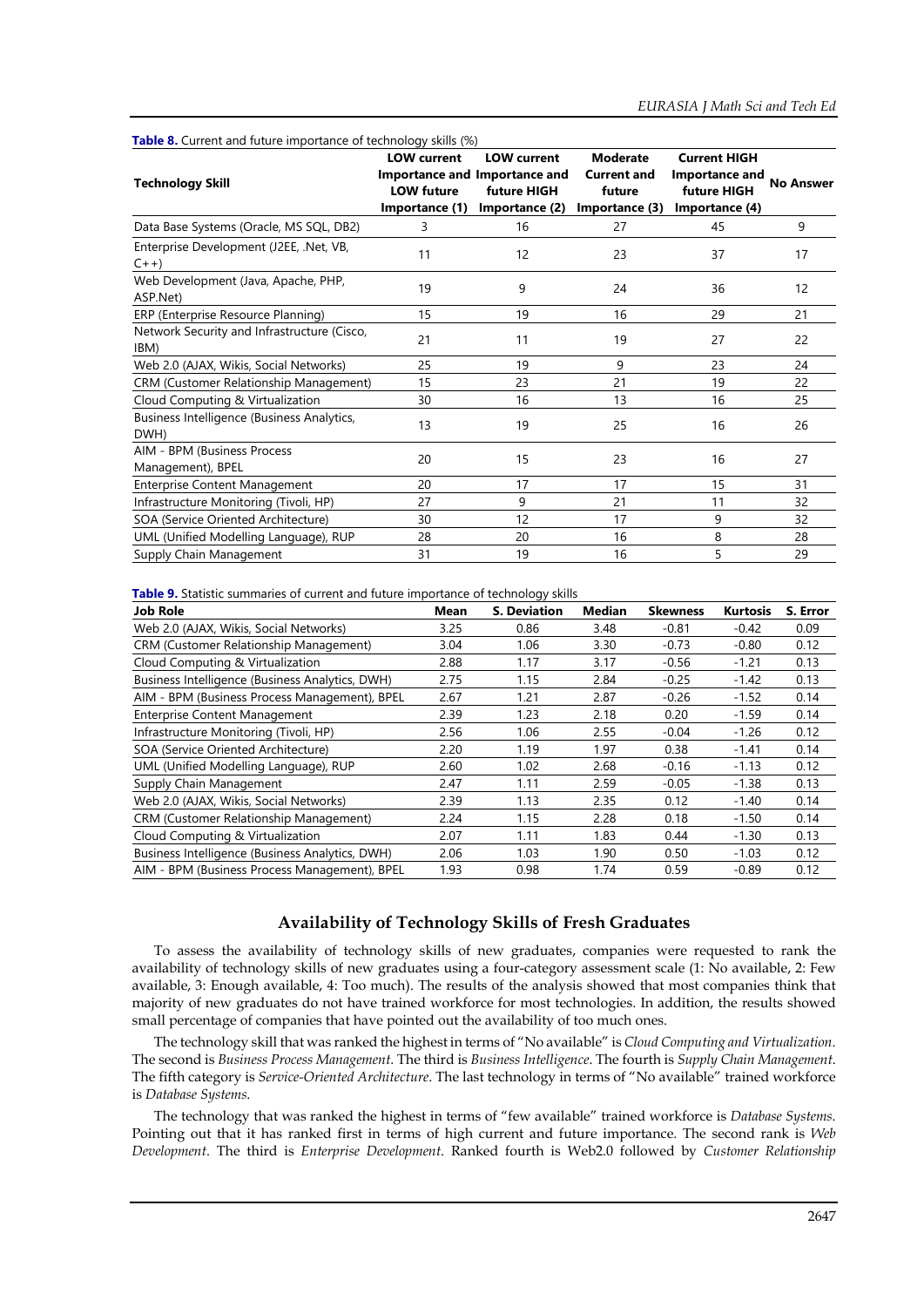**Table 8.** Current and future importance of technology skills (%)

| Technology Skill | LOW current Importance and LOW future Importance (1) | LOW current Importance and future HIGH Importance (2) | Moderate Current and future Importance (3) | Current HIGH Importance and future HIGH Importance (4) | No Answer |
|---|---|---|---|---|---|
| Data Base Systems (Oracle, MS SQL, DB2) | 3 | 16 | 27 | 45 | 9 |
| Enterprise Development (J2EE, .Net, VB, C++) | 11 | 12 | 23 | 37 | 17 |
| Web Development (Java, Apache, PHP, ASP.Net) | 19 | 9 | 24 | 36 | 12 |
| ERP (Enterprise Resource Planning) | 15 | 19 | 16 | 29 | 21 |
| Network Security and Infrastructure (Cisco, IBM) | 21 | 11 | 19 | 27 | 22 |
| Web 2.0 (AJAX, Wikis, Social Networks) | 25 | 19 | 9 | 23 | 24 |
| CRM (Customer Relationship Management) | 15 | 23 | 21 | 19 | 22 |
| Cloud Computing & Virtualization | 30 | 16 | 13 | 16 | 25 |
| Business Intelligence (Business Analytics, DWH) | 13 | 19 | 25 | 16 | 26 |
| AIM - BPM (Business Process Management), BPEL | 20 | 15 | 23 | 16 | 27 |
| Enterprise Content Management | 20 | 17 | 17 | 15 | 31 |
| Infrastructure Monitoring (Tivoli, HP) | 27 | 9 | 21 | 11 | 32 |
| SOA (Service Oriented Architecture) | 30 | 12 | 17 | 9 | 32 |
| UML (Unified Modelling Language), RUP | 28 | 20 | 16 | 8 | 28 |
| Supply Chain Management | 31 | 19 | 16 | 5 | 29 |

**Table 9.** Statistic summaries of current and future importance of technology skills

| Job Role | Mean | S. Deviation | Median | Skewness | Kurtosis | S. Error |
|---|---|---|---|---|---|---|
| Web 2.0 (AJAX, Wikis, Social Networks) | 3.25 | 0.86 | 3.48 | -0.81 | -0.42 | 0.09 |
| CRM (Customer Relationship Management) | 3.04 | 1.06 | 3.30 | -0.73 | -0.80 | 0.12 |
| Cloud Computing & Virtualization | 2.88 | 1.17 | 3.17 | -0.56 | -1.21 | 0.13 |
| Business Intelligence (Business Analytics, DWH) | 2.75 | 1.15 | 2.84 | -0.25 | -1.42 | 0.13 |
| AIM - BPM (Business Process Management), BPEL | 2.67 | 1.21 | 2.87 | -0.26 | -1.52 | 0.14 |
| Enterprise Content Management | 2.39 | 1.23 | 2.18 | 0.20 | -1.59 | 0.14 |
| Infrastructure Monitoring (Tivoli, HP) | 2.56 | 1.06 | 2.55 | -0.04 | -1.26 | 0.12 |
| SOA (Service Oriented Architecture) | 2.20 | 1.19 | 1.97 | 0.38 | -1.41 | 0.14 |
| UML (Unified Modelling Language), RUP | 2.60 | 1.02 | 2.68 | -0.16 | -1.13 | 0.12 |
| Supply Chain Management | 2.47 | 1.11 | 2.59 | -0.05 | -1.38 | 0.13 |
| Web 2.0 (AJAX, Wikis, Social Networks) | 2.39 | 1.13 | 2.35 | 0.12 | -1.40 | 0.14 |
| CRM (Customer Relationship Management) | 2.24 | 1.15 | 2.28 | 0.18 | -1.50 | 0.14 |
| Cloud Computing & Virtualization | 2.07 | 1.11 | 1.83 | 0.44 | -1.30 | 0.13 |
| Business Intelligence (Business Analytics, DWH) | 2.06 | 1.03 | 1.90 | 0.50 | -1.03 | 0.12 |
| AIM - BPM (Business Process Management), BPEL | 1.93 | 0.98 | 1.74 | 0.59 | -0.89 | 0.12 |

## Availability of Technology Skills of Fresh Graduates

To assess the availability of technology skills of new graduates, companies were requested to rank the availability of technology skills of new graduates using a four-category assessment scale (1: No available, 2: Few available, 3: Enough available, 4: Too much). The results of the analysis showed that most companies think that majority of new graduates do not have trained workforce for most technologies. In addition, the results showed small percentage of companies that have pointed out the availability of too much ones.

The technology skill that was ranked the highest in terms of "No available" is *Cloud Computing and Virtualization*. The second is *Business Process Management*. The third is *Business Intelligence*. The fourth is *Supply Chain Management*. The fifth category is *Service-Oriented Architecture*. The last technology in terms of "No available" trained workforce is *Database Systems*.

The technology that was ranked the highest in terms of "few available" trained workforce is *Database Systems*. Pointing out that it has ranked first in terms of high current and future importance. The second rank is *Web Development*. The third is *Enterprise Development*. Ranked fourth is Web2.0 followed by *Customer Relationship*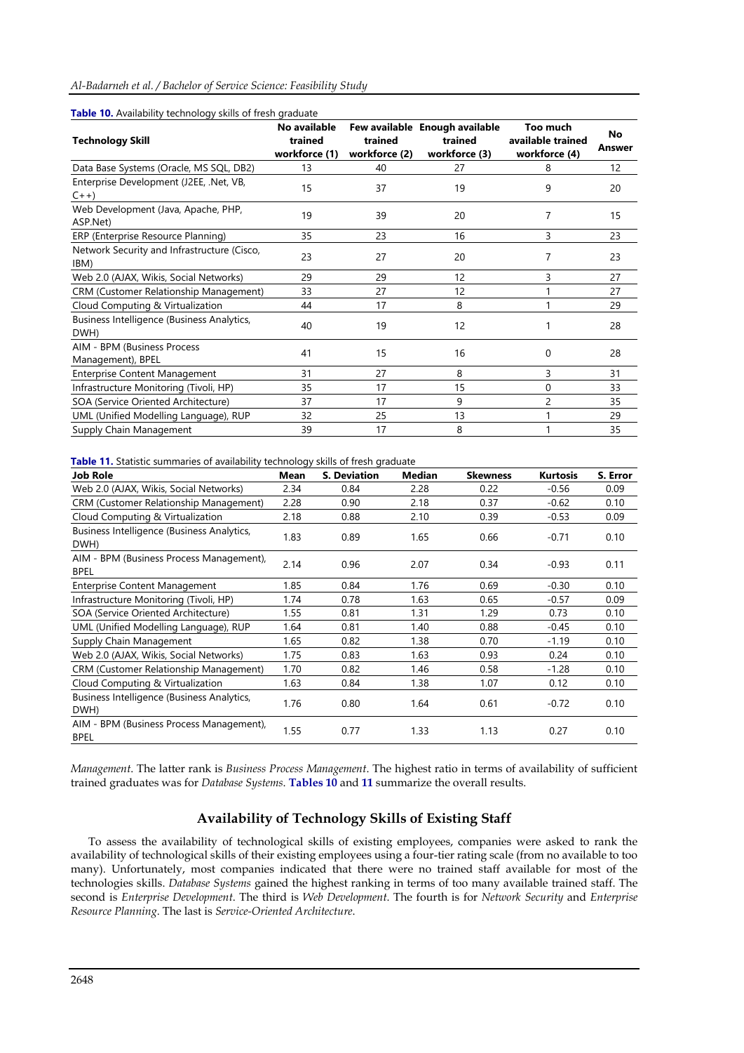**Table 10.** Availability technology skills of fresh graduate

| Technology Skill | No available trained workforce (1) | Few available trained workforce (2) | Enough available trained workforce (3) | Too much available trained workforce (4) | No Answer |
|---|---|---|---|---|---|
| Data Base Systems (Oracle, MS SQL, DB2) | 13 | 40 | 27 | 8 | 12 |
| Enterprise Development (J2EE, .Net, VB, C++) | 15 | 37 | 19 | 9 | 20 |
| Web Development (Java, Apache, PHP, ASP.Net) | 19 | 39 | 20 | 7 | 15 |
| ERP (Enterprise Resource Planning) | 35 | 23 | 16 | 3 | 23 |
| Network Security and Infrastructure (Cisco, IBM) | 23 | 27 | 20 | 7 | 23 |
| Web 2.0 (AJAX, Wikis, Social Networks) | 29 | 29 | 12 | 3 | 27 |
| CRM (Customer Relationship Management) | 33 | 27 | 12 | 1 | 27 |
| Cloud Computing & Virtualization | 44 | 17 | 8 | 1 | 29 |
| Business Intelligence (Business Analytics, DWH) | 40 | 19 | 12 | 1 | 28 |
| AIM - BPM (Business Process Management), BPEL | 41 | 15 | 16 | 0 | 28 |
| Enterprise Content Management | 31 | 27 | 8 | 3 | 31 |
| Infrastructure Monitoring (Tivoli, HP) | 35 | 17 | 15 | 0 | 33 |
| SOA (Service Oriented Architecture) | 37 | 17 | 9 | 2 | 35 |
| UML (Unified Modelling Language), RUP | 32 | 25 | 13 | 1 | 29 |
| Supply Chain Management | 39 | 17 | 8 | 1 | 35 |

**Table 11.** Statistic summaries of availability technology skills of fresh graduate

| Job Role | Mean | S. Deviation | Median | Skewness | Kurtosis | S. Error |
|---|---|---|---|---|---|---|
| Web 2.0 (AJAX, Wikis, Social Networks) | 2.34 | 0.84 | 2.28 | 0.22 | -0.56 | 0.09 |
| CRM (Customer Relationship Management) | 2.28 | 0.90 | 2.18 | 0.37 | -0.62 | 0.10 |
| Cloud Computing & Virtualization | 2.18 | 0.88 | 2.10 | 0.39 | -0.53 | 0.09 |
| Business Intelligence (Business Analytics, DWH) | 1.83 | 0.89 | 1.65 | 0.66 | -0.71 | 0.10 |
| AIM - BPM (Business Process Management), BPEL | 2.14 | 0.96 | 2.07 | 0.34 | -0.93 | 0.11 |
| Enterprise Content Management | 1.85 | 0.84 | 1.76 | 0.69 | -0.30 | 0.10 |
| Infrastructure Monitoring (Tivoli, HP) | 1.74 | 0.78 | 1.63 | 0.65 | -0.57 | 0.09 |
| SOA (Service Oriented Architecture) | 1.55 | 0.81 | 1.31 | 1.29 | 0.73 | 0.10 |
| UML (Unified Modelling Language), RUP | 1.64 | 0.81 | 1.40 | 0.88 | -0.45 | 0.10 |
| Supply Chain Management | 1.65 | 0.82 | 1.38 | 0.70 | -1.19 | 0.10 |
| Web 2.0 (AJAX, Wikis, Social Networks) | 1.75 | 0.83 | 1.63 | 0.93 | 0.24 | 0.10 |
| CRM (Customer Relationship Management) | 1.70 | 0.82 | 1.46 | 0.58 | -1.28 | 0.10 |
| Cloud Computing & Virtualization | 1.63 | 0.84 | 1.38 | 1.07 | 0.12 | 0.10 |
| Business Intelligence (Business Analytics, DWH) | 1.76 | 0.80 | 1.64 | 0.61 | -0.72 | 0.10 |
| AIM - BPM (Business Process Management), BPEL | 1.55 | 0.77 | 1.33 | 1.13 | 0.27 | 0.10 |

*Management*. The latter rank is *Business Process Management*. The highest ratio in terms of availability of sufficient trained graduates was for *Database Systems*. **Tables 10** and **11** summarize the overall results.

## Availability of Technology Skills of Existing Staff

To assess the availability of technological skills of existing employees, companies were asked to rank the availability of technological skills of their existing employees using a four-tier rating scale (from no available to too many). Unfortunately, most companies indicated that there were no trained staff available for most of the technologies skills. *Database Systems* gained the highest ranking in terms of too many available trained staff. The second is *Enterprise Development*. The third is *Web Development*. The fourth is for *Network Security* and *Enterprise Resource Planning*. The last is *Service-Oriented Architecture*.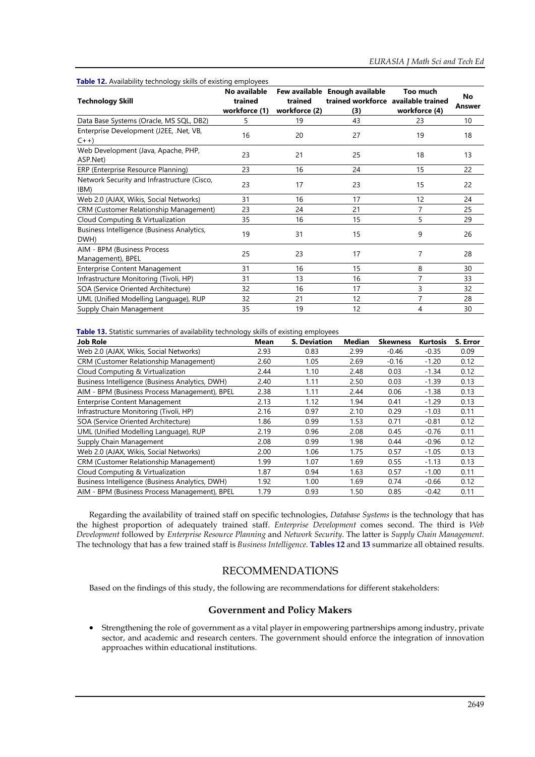**Table 12.** Availability technology skills of existing employees

| Technology Skill | No available trained workforce (1) | Few available trained workforce (2) | Enough available trained workforce (3) | Too much available trained workforce (4) | No Answer |
|---|---|---|---|---|---|
| Data Base Systems (Oracle, MS SQL, DB2) | 5 | 19 | 43 | 23 | 10 |
| Enterprise Development (J2EE, .Net, VB, C++) | 16 | 20 | 27 | 19 | 18 |
| Web Development (Java, Apache, PHP, ASP.Net) | 23 | 21 | 25 | 18 | 13 |
| ERP (Enterprise Resource Planning) | 23 | 16 | 24 | 15 | 22 |
| Network Security and Infrastructure (Cisco, IBM) | 23 | 17 | 23 | 15 | 22 |
| Web 2.0 (AJAX, Wikis, Social Networks) | 31 | 16 | 17 | 12 | 24 |
| CRM (Customer Relationship Management) | 23 | 24 | 21 | 7 | 25 |
| Cloud Computing & Virtualization | 35 | 16 | 15 | 5 | 29 |
| Business Intelligence (Business Analytics, DWH) | 19 | 31 | 15 | 9 | 26 |
| AIM - BPM (Business Process Management), BPEL | 25 | 23 | 17 | 7 | 28 |
| Enterprise Content Management | 31 | 16 | 15 | 8 | 30 |
| Infrastructure Monitoring (Tivoli, HP) | 31 | 13 | 16 | 7 | 33 |
| SOA (Service Oriented Architecture) | 32 | 16 | 17 | 3 | 32 |
| UML (Unified Modelling Language), RUP | 32 | 21 | 12 | 7 | 28 |
| Supply Chain Management | 35 | 19 | 12 | 4 | 30 |

**Table 13.** Statistic summaries of availability technology skills of existing employees

| Job Role | Mean | S. Deviation | Median | Skewness | Kurtosis | S. Error |
|---|---|---|---|---|---|---|
| Web 2.0 (AJAX, Wikis, Social Networks) | 2.93 | 0.83 | 2.99 | -0.46 | -0.35 | 0.09 |
| CRM (Customer Relationship Management) | 2.60 | 1.05 | 2.69 | -0.16 | -1.20 | 0.12 |
| Cloud Computing & Virtualization | 2.44 | 1.10 | 2.48 | 0.03 | -1.34 | 0.12 |
| Business Intelligence (Business Analytics, DWH) | 2.40 | 1.11 | 2.50 | 0.03 | -1.39 | 0.13 |
| AIM - BPM (Business Process Management), BPEL | 2.38 | 1.11 | 2.44 | 0.06 | -1.38 | 0.13 |
| Enterprise Content Management | 2.13 | 1.12 | 1.94 | 0.41 | -1.29 | 0.13 |
| Infrastructure Monitoring (Tivoli, HP) | 2.16 | 0.97 | 2.10 | 0.29 | -1.03 | 0.11 |
| SOA (Service Oriented Architecture) | 1.86 | 0.99 | 1.53 | 0.71 | -0.81 | 0.12 |
| UML (Unified Modelling Language), RUP | 2.19 | 0.96 | 2.08 | 0.45 | -0.76 | 0.11 |
| Supply Chain Management | 2.08 | 0.99 | 1.98 | 0.44 | -0.96 | 0.12 |
| Web 2.0 (AJAX, Wikis, Social Networks) | 2.00 | 1.06 | 1.75 | 0.57 | -1.05 | 0.13 |
| CRM (Customer Relationship Management) | 1.99 | 1.07 | 1.69 | 0.55 | -1.13 | 0.13 |
| Cloud Computing & Virtualization | 1.87 | 0.94 | 1.63 | 0.57 | -1.00 | 0.11 |
| Business Intelligence (Business Analytics, DWH) | 1.92 | 1.00 | 1.69 | 0.74 | -0.66 | 0.12 |
| AIM - BPM (Business Process Management), BPEL | 1.79 | 0.93 | 1.50 | 0.85 | -0.42 | 0.11 |

Regarding the availability of trained staff on specific technologies, *Database Systems* is the technology that has the highest proportion of adequately trained staff. *Enterprise Development* comes second. The third is *Web Development* followed by *Enterprise Resource Planning* and *Network Security*. The latter is *Supply Chain Management*. The technology that has a few trained staff is *Business Intelligence*. **Tables 12** and **13** summarize all obtained results.

## RECOMMENDATIONS

Based on the findings of this study, the following are recommendations for different stakeholders:

### Government and Policy Makers

- Strengthening the role of government as a vital player in empowering partnerships among industry, private sector, and academic and research centers. The government should enforce the integration of innovation approaches within educational institutions.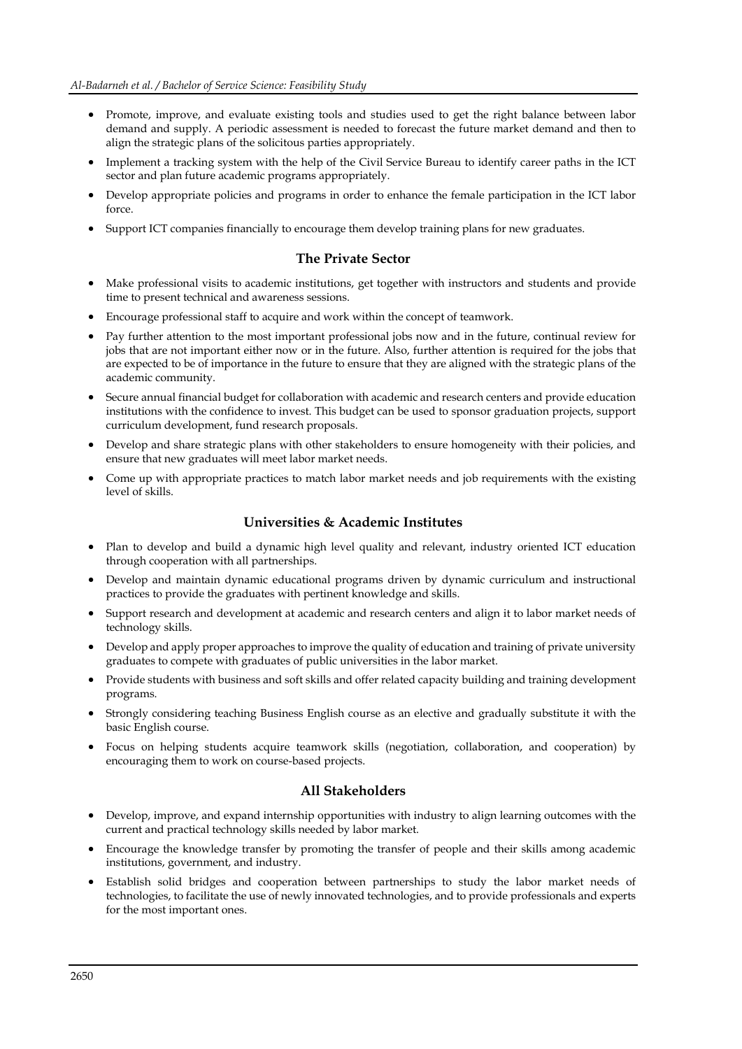- Promote, improve, and evaluate existing tools and studies used to get the right balance between labor demand and supply. A periodic assessment is needed to forecast the future market demand and then to align the strategic plans of the solicitous parties appropriately.
- Implement a tracking system with the help of the Civil Service Bureau to identify career paths in the ICT sector and plan future academic programs appropriately.
- Develop appropriate policies and programs in order to enhance the female participation in the ICT labor force.
- Support ICT companies financially to encourage them develop training plans for new graduates.

### The Private Sector

- Make professional visits to academic institutions, get together with instructors and students and provide time to present technical and awareness sessions.
- Encourage professional staff to acquire and work within the concept of teamwork.
- Pay further attention to the most important professional jobs now and in the future, continual review for jobs that are not important either now or in the future. Also, further attention is required for the jobs that are expected to be of importance in the future to ensure that they are aligned with the strategic plans of the academic community.
- Secure annual financial budget for collaboration with academic and research centers and provide education institutions with the confidence to invest. This budget can be used to sponsor graduation projects, support curriculum development, fund research proposals.
- Develop and share strategic plans with other stakeholders to ensure homogeneity with their policies, and ensure that new graduates will meet labor market needs.
- Come up with appropriate practices to match labor market needs and job requirements with the existing level of skills.

### Universities & Academic Institutes

- Plan to develop and build a dynamic high level quality and relevant, industry oriented ICT education through cooperation with all partnerships.
- Develop and maintain dynamic educational programs driven by dynamic curriculum and instructional practices to provide the graduates with pertinent knowledge and skills.
- Support research and development at academic and research centers and align it to labor market needs of technology skills.
- Develop and apply proper approaches to improve the quality of education and training of private university graduates to compete with graduates of public universities in the labor market.
- Provide students with business and soft skills and offer related capacity building and training development programs.
- Strongly considering teaching Business English course as an elective and gradually substitute it with the basic English course.
- Focus on helping students acquire teamwork skills (negotiation, collaboration, and cooperation) by encouraging them to work on course-based projects.

### All Stakeholders

- Develop, improve, and expand internship opportunities with industry to align learning outcomes with the current and practical technology skills needed by labor market.
- Encourage the knowledge transfer by promoting the transfer of people and their skills among academic institutions, government, and industry.
- Establish solid bridges and cooperation between partnerships to study the labor market needs of technologies, to facilitate the use of newly innovated technologies, and to provide professionals and experts for the most important ones.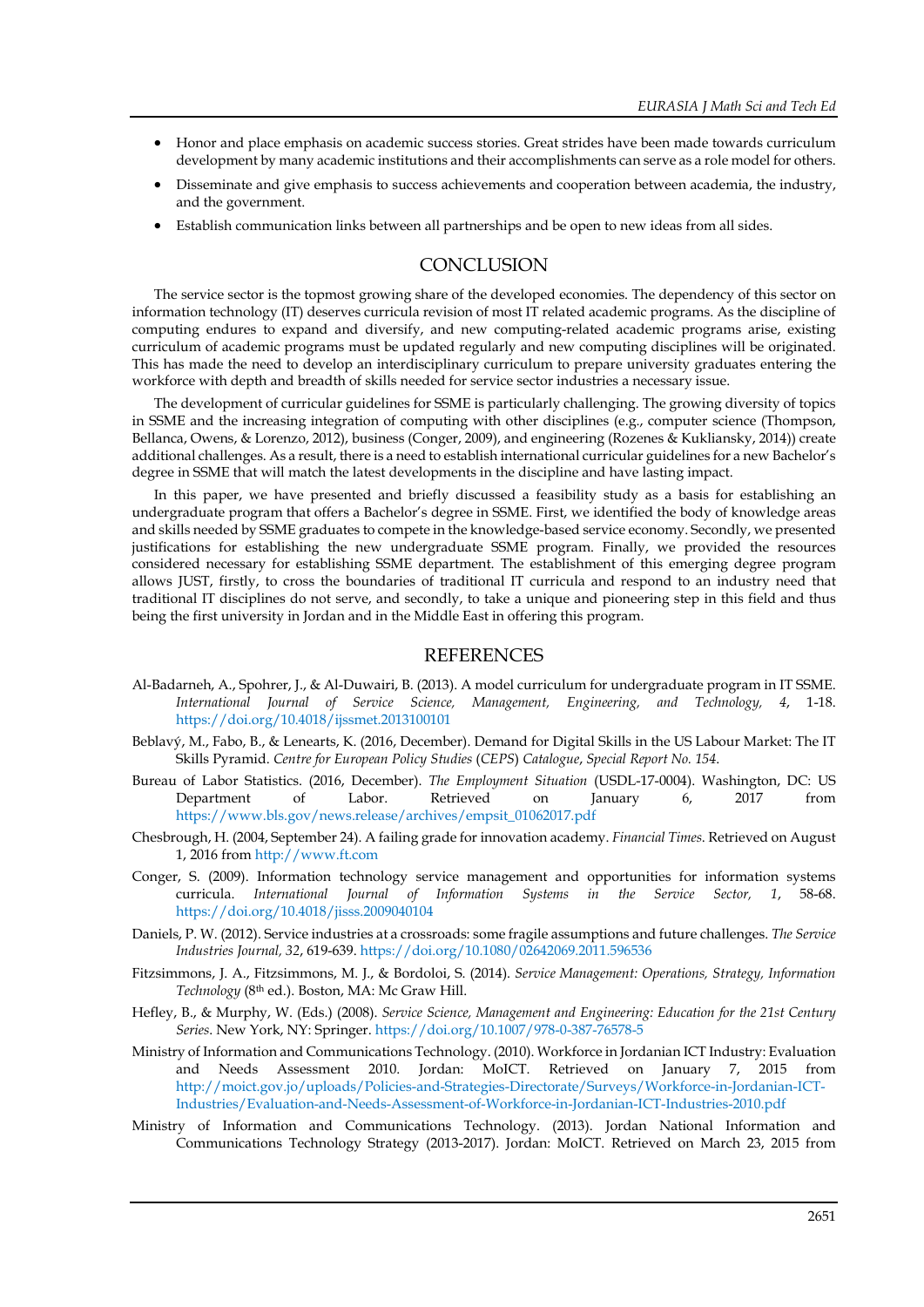- Honor and place emphasis on academic success stories. Great strides have been made towards curriculum development by many academic institutions and their accomplishments can serve as a role model for others.
- Disseminate and give emphasis to success achievements and cooperation between academia, the industry, and the government.
- Establish communication links between all partnerships and be open to new ideas from all sides.

## CONCLUSION

The service sector is the topmost growing share of the developed economies. The dependency of this sector on information technology (IT) deserves curricula revision of most IT related academic programs. As the discipline of computing endures to expand and diversify, and new computing-related academic programs arise, existing curriculum of academic programs must be updated regularly and new computing disciplines will be originated. This has made the need to develop an interdisciplinary curriculum to prepare university graduates entering the workforce with depth and breadth of skills needed for service sector industries a necessary issue.

The development of curricular guidelines for SSME is particularly challenging. The growing diversity of topics in SSME and the increasing integration of computing with other disciplines (e.g., computer science (Thompson, Bellanca, Owens, & Lorenzo, 2012), business (Conger, 2009), and engineering (Rozenes & Kukliansky, 2014)) create additional challenges. As a result, there is a need to establish international curricular guidelines for a new Bachelor's degree in SSME that will match the latest developments in the discipline and have lasting impact.

In this paper, we have presented and briefly discussed a feasibility study as a basis for establishing an undergraduate program that offers a Bachelor's degree in SSME. First, we identified the body of knowledge areas and skills needed by SSME graduates to compete in the knowledge-based service economy. Secondly, we presented justifications for establishing the new undergraduate SSME program. Finally, we provided the resources considered necessary for establishing SSME department. The establishment of this emerging degree program allows JUST, firstly, to cross the boundaries of traditional IT curricula and respond to an industry need that traditional IT disciplines do not serve, and secondly, to take a unique and pioneering step in this field and thus being the first university in Jordan and in the Middle East in offering this program.

## REFERENCES

Al-Badarneh, A., Spohrer, J., & Al-Duwairi, B. (2013). A model curriculum for undergraduate program in IT SSME. *International Journal of Service Science, Management, Engineering, and Technology, 4*, 1-18. https://doi.org/10.4018/ijssmet.2013100101

Beblavý, M., Fabo, B., & Lenearts, K. (2016, December). Demand for Digital Skills in the US Labour Market: The IT Skills Pyramid. *Centre for European Policy Studies* (*CEPS*) *Catalogue*, *Special Report No. 154*.

Bureau of Labor Statistics. (2016, December). *The Employment Situation* (USDL-17-0004). Washington, DC: US Department of Labor. Retrieved on January 6, 2017 from https://www.bls.gov/news.release/archives/empsit_01062017.pdf

Chesbrough, H. (2004, September 24). A failing grade for innovation academy. *Financial Times*. Retrieved on August 1, 2016 from http://www.ft.com

Conger, S. (2009). Information technology service management and opportunities for information systems curricula. *International Journal of Information Systems in the Service Sector, 1*, 58-68. https://doi.org/10.4018/jisss.2009040104

Daniels, P. W. (2012). Service industries at a crossroads: some fragile assumptions and future challenges. *The Service Industries Journal, 32*, 619-639. https://doi.org/10.1080/02642069.2011.596536

Fitzsimmons, J. A., Fitzsimmons, M. J., & Bordoloi, S. (2014). *Service Management: Operations, Strategy, Information Technology* (8th ed.). Boston, MA: Mc Graw Hill.

Hefley, B., & Murphy, W. (Eds.) (2008). *Service Science, Management and Engineering: Education for the 21st Century Series*. New York, NY: Springer. https://doi.org/10.1007/978-0-387-76578-5

Ministry of Information and Communications Technology. (2010). Workforce in Jordanian ICT Industry: Evaluation and Needs Assessment 2010. Jordan: MoICT. Retrieved on January 7, 2015 from http://moict.gov.jo/uploads/Policies-and-Strategies-Directorate/Surveys/Workforce-in-Jordanian-ICT-Industries/Evaluation-and-Needs-Assessment-of-Workforce-in-Jordanian-ICT-Industries-2010.pdf

Ministry of Information and Communications Technology. (2013). Jordan National Information and Communications Technology Strategy (2013-2017). Jordan: MoICT. Retrieved on March 23, 2015 from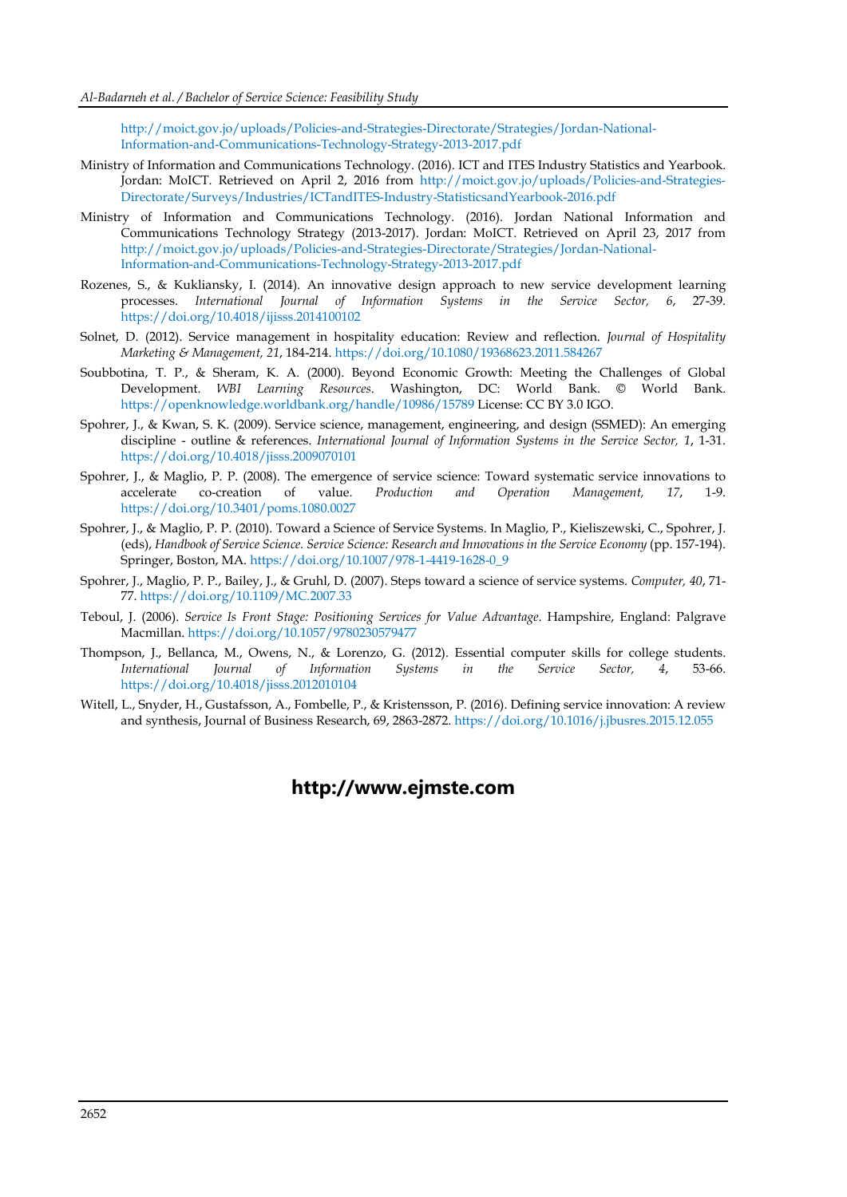http://moict.gov.jo/uploads/Policies-and-Strategies-Directorate/Strategies/Jordan-National-Information-and-Communications-Technology-Strategy-2013-2017.pdf

Ministry of Information and Communications Technology. (2016). ICT and ITES Industry Statistics and Yearbook. Jordan: MoICT. Retrieved on April 2, 2016 from http://moict.gov.jo/uploads/Policies-and-Strategies-Directorate/Surveys/Industries/ICTandITES-Industry-StatisticsandYearbook-2016.pdf

Ministry of Information and Communications Technology. (2016). Jordan National Information and Communications Technology Strategy (2013-2017). Jordan: MoICT. Retrieved on April 23, 2017 from http://moict.gov.jo/uploads/Policies-and-Strategies-Directorate/Strategies/Jordan-National-Information-and-Communications-Technology-Strategy-2013-2017.pdf

Rozenes, S., & Kukliansky, I. (2014). An innovative design approach to new service development learning processes. *International Journal of Information Systems in the Service Sector, 6*, 27-39. https://doi.org/10.4018/ijisss.2014100102

Solnet, D. (2012). Service management in hospitality education: Review and reflection. *Journal of Hospitality Marketing & Management, 21*, 184-214. https://doi.org/10.1080/19368623.2011.584267

Soubbotina, T. P., & Sheram, K. A. (2000). Beyond Economic Growth: Meeting the Challenges of Global Development. *WBI Learning Resources*. Washington, DC: World Bank. © World Bank. https://openknowledge.worldbank.org/handle/10986/15789 License: CC BY 3.0 IGO.

Spohrer, J., & Kwan, S. K. (2009). Service science, management, engineering, and design (SSMED): An emerging discipline - outline & references. *International Journal of Information Systems in the Service Sector, 1*, 1-31. https://doi.org/10.4018/jisss.2009070101

Spohrer, J., & Maglio, P. P. (2008). The emergence of service science: Toward systematic service innovations to accelerate co-creation of value. *Production and Operation Management, 17*, 1-9. https://doi.org/10.3401/poms.1080.0027

Spohrer, J., & Maglio, P. P. (2010). Toward a Science of Service Systems. In Maglio, P., Kieliszewski, C., Spohrer, J. (eds), *Handbook of Service Science. Service Science: Research and Innovations in the Service Economy* (pp. 157-194). Springer, Boston, MA. https://doi.org/10.1007/978-1-4419-1628-0_9

Spohrer, J., Maglio, P. P., Bailey, J., & Gruhl, D. (2007). Steps toward a science of service systems. *Computer, 40*, 71-77. https://doi.org/10.1109/MC.2007.33

Teboul, J. (2006). *Service Is Front Stage: Positioning Services for Value Advantage*. Hampshire, England: Palgrave Macmillan. https://doi.org/10.1057/9780230579477

Thompson, J., Bellanca, M., Owens, N., & Lorenzo, G. (2012). Essential computer skills for college students. *International Journal of Information Systems in the Service Sector, 4*, 53-66. https://doi.org/10.4018/jisss.2012010104

Witell, L., Snyder, H., Gustafsson, A., Fombelle, P., & Kristensson, P. (2016). Defining service innovation: A review and synthesis, Journal of Business Research, 69, 2863-2872. https://doi.org/10.1016/j.jbusres.2015.12.055

**http://www.ejmste.com**